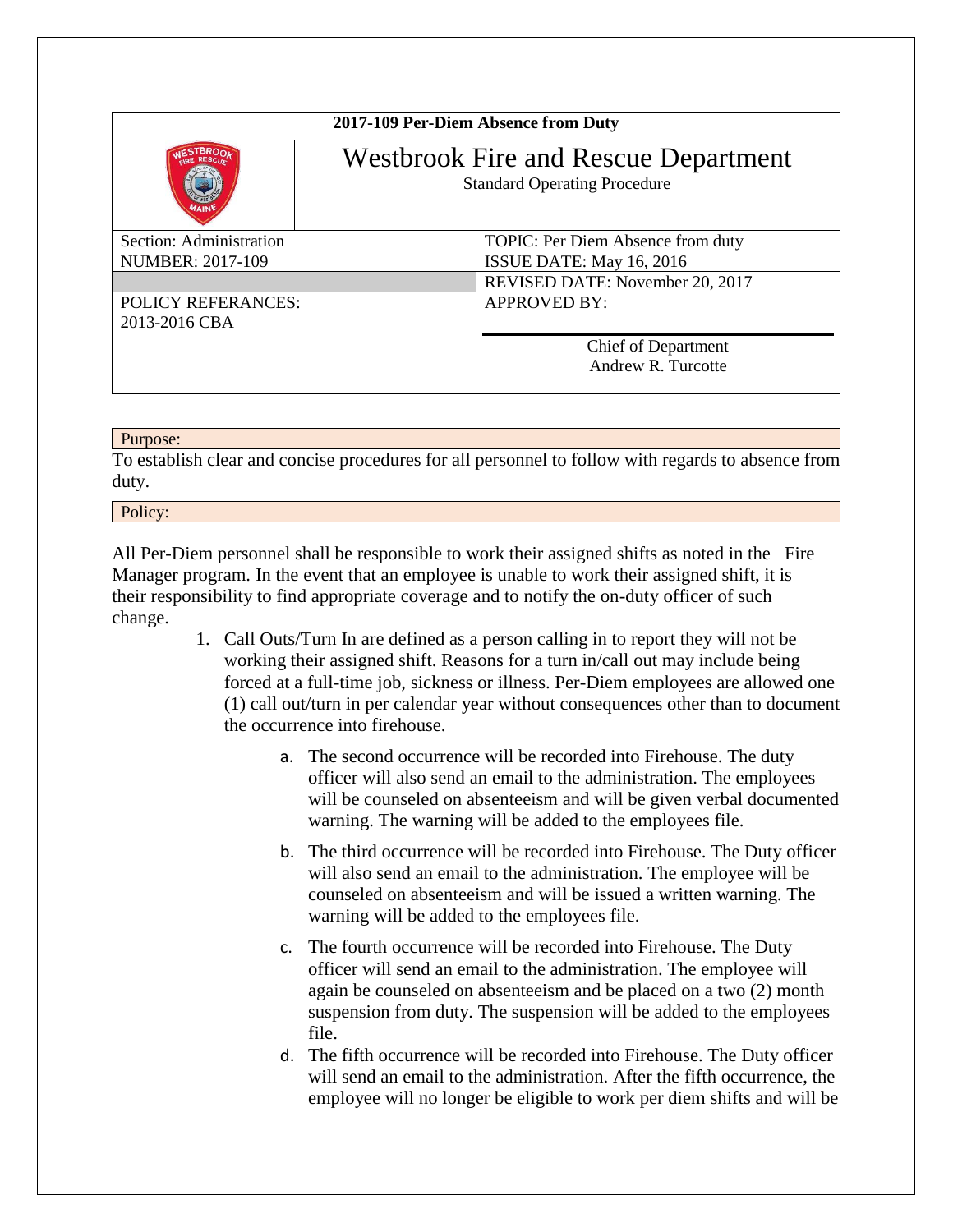| 2017-109 Per-Diem Absence from Duty | | |
|---|---|---|
| | **Westbrook Fire and Rescue Department**<br>Standard Operating Procedure | |
| Section: Administration | | TOPIC: Per Diem Absence from duty |
| NUMBER: 2017-109 | | ISSUE DATE: May 16, 2016 |
| | | REVISED DATE: November 20, 2017 |
| POLICY REFERANCES:<br>2013-2016 CBA | | APPROVED BY:<br><br>Chief of Department<br>Andrew R. Turcotte |

## Purpose:

To establish clear and concise procedures for all personnel to follow with regards to absence from duty.

## Policy:

All Per-Diem personnel shall be responsible to work their assigned shifts as noted in the Fire Manager program. In the event that an employee is unable to work their assigned shift, it is their responsibility to find appropriate coverage and to notify the on-duty officer of such change.

1. Call Outs/Turn In are defined as a person calling in to report they will not be working their assigned shift. Reasons for a turn in/call out may include being forced at a full-time job, sickness or illness. Per-Diem employees are allowed one (1) call out/turn in per calendar year without consequences other than to document the occurrence into firehouse.

   a. The second occurrence will be recorded into Firehouse. The duty officer will also send an email to the administration. The employees will be counseled on absenteeism and will be given verbal documented warning. The warning will be added to the employees file.

   b. The third occurrence will be recorded into Firehouse. The Duty officer will also send an email to the administration. The employee will be counseled on absenteeism and will be issued a written warning. The warning will be added to the employees file.

   c. The fourth occurrence will be recorded into Firehouse. The Duty officer will send an email to the administration. The employee will again be counseled on absenteeism and be placed on a two (2) month suspension from duty. The suspension will be added to the employees file.

   d. The fifth occurrence will be recorded into Firehouse. The Duty officer will send an email to the administration. After the fifth occurrence, the employee will no longer be eligible to work per diem shifts and will be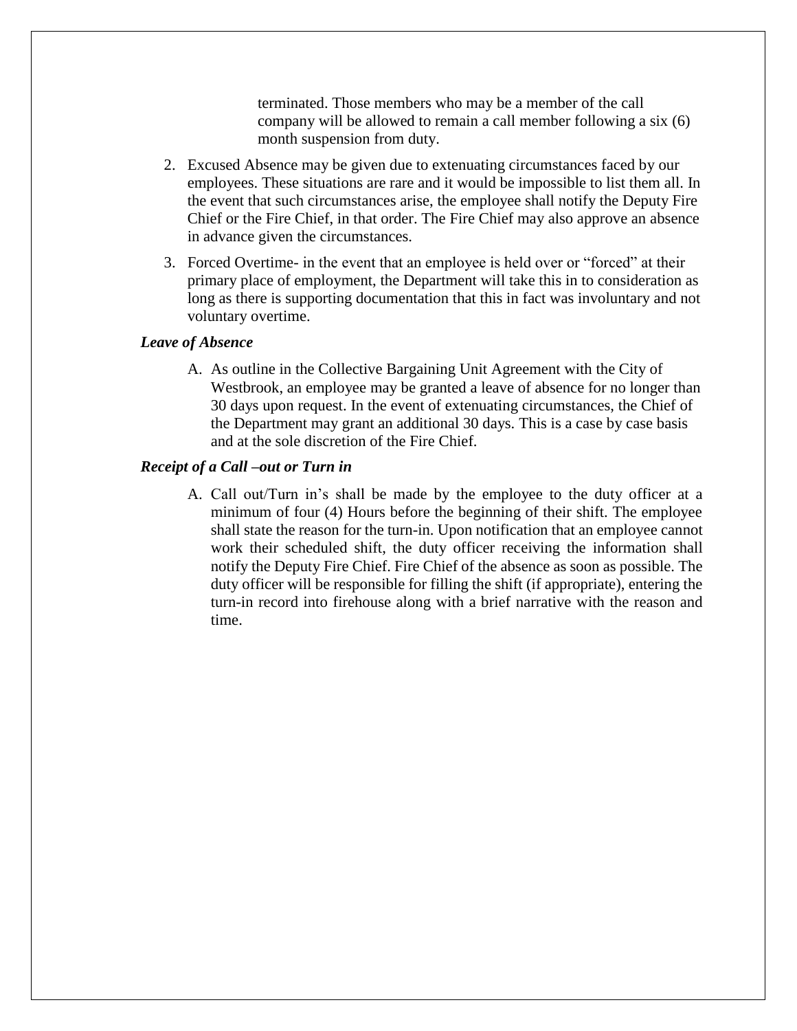terminated. Those members who may be a member of the call company will be allowed to remain a call member following a six (6) month suspension from duty.

2. Excused Absence may be given due to extenuating circumstances faced by our employees. These situations are rare and it would be impossible to list them all. In the event that such circumstances arise, the employee shall notify the Deputy Fire Chief or the Fire Chief, in that order. The Fire Chief may also approve an absence in advance given the circumstances.

3. Forced Overtime- in the event that an employee is held over or "forced" at their primary place of employment, the Department will take this in to consideration as long as there is supporting documentation that this in fact was involuntary and not voluntary overtime.

***Leave of Absence***

A. As outline in the Collective Bargaining Unit Agreement with the City of Westbrook, an employee may be granted a leave of absence for no longer than 30 days upon request. In the event of extenuating circumstances, the Chief of the Department may grant an additional 30 days. This is a case by case basis and at the sole discretion of the Fire Chief.

***Receipt of a Call –out or Turn in***

A. Call out/Turn in's shall be made by the employee to the duty officer at a minimum of four (4) Hours before the beginning of their shift. The employee shall state the reason for the turn-in. Upon notification that an employee cannot work their scheduled shift, the duty officer receiving the information shall notify the Deputy Fire Chief. Fire Chief of the absence as soon as possible. The duty officer will be responsible for filling the shift (if appropriate), entering the turn-in record into firehouse along with a brief narrative with the reason and time.